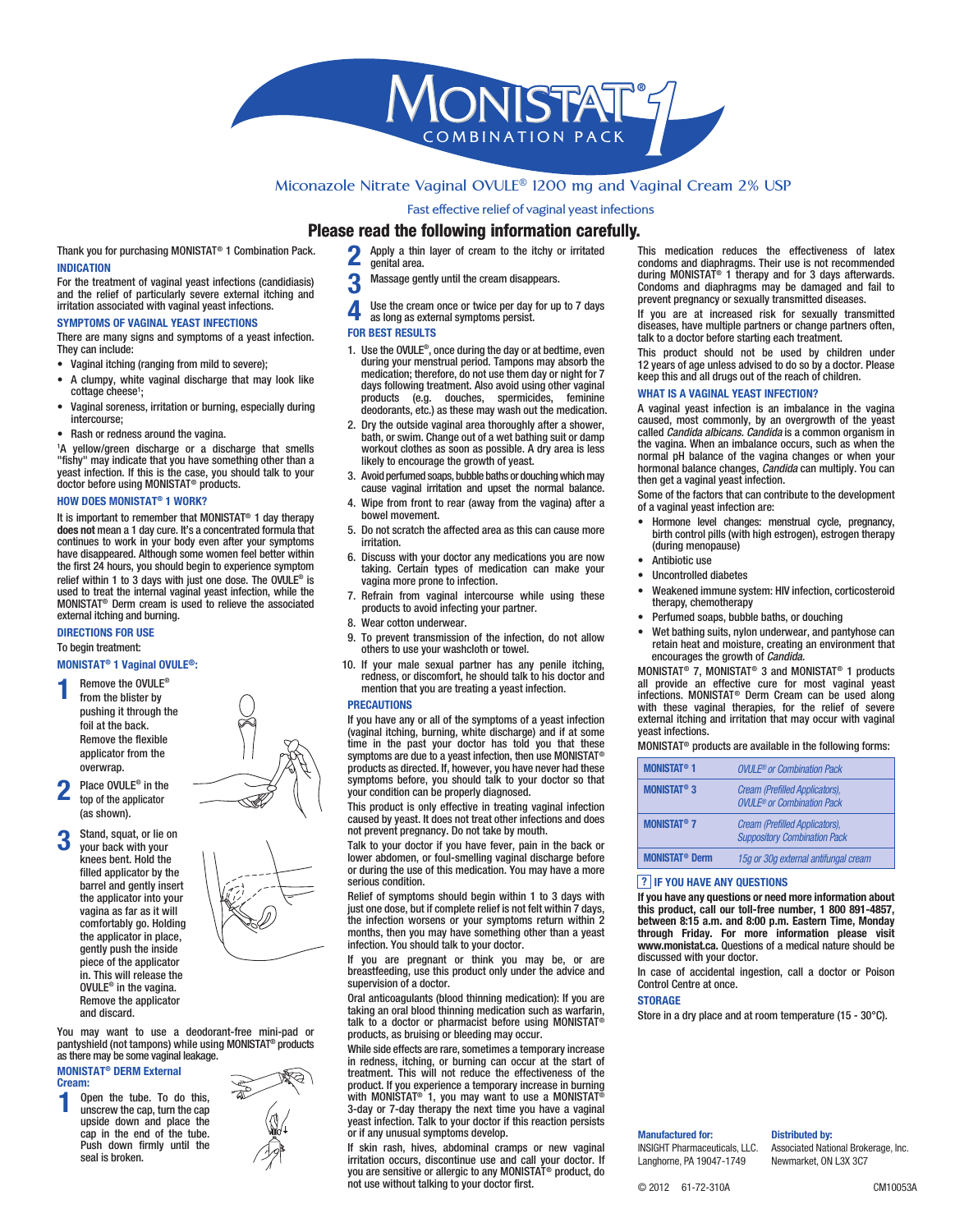# MONISTAT® 1 COMBINATION PACK

Miconazole Nitrate Vaginal OVULE® 1200 mg and Vaginal Cream 2% USP

Fast effective relief of vaginal yeast infections

## Please read the following information carefully.

Thank you for purchasing MONISTAT® 1 Combination Pack.

### INDICATION

For the treatment of vaginal yeast infections (candidiasis) and the relief of particularly severe external itching and irritation associated with vaginal yeast infections.

### SYMPTOMS OF VAGINAL YEAST INFECTIONS

There are many signs and symptoms of a yeast infection. They can include:

- Vaginal itching (ranging from mild to severe);
- A clumpy, white vaginal discharge that may look like cottage cheese[1];
- Vaginal soreness, irritation or burning, especially during intercourse;
- Rash or redness around the vagina.

[1]A yellow/green discharge or a discharge that smells "fishy" may indicate that you have something other than a yeast infection. If this is the case, you should talk to your doctor before using MONISTAT® products.

### HOW DOES MONISTAT® 1 WORK?

It is important to remember that MONISTAT® 1 day therapy **does not** mean a 1 day cure. It's a concentrated formula that continues to work in your body even after your symptoms have disappeared. Although some women feel better within the first 24 hours, you should begin to experience symptom relief within 1 to 3 days with just one dose. The OVULE® is used to treat the internal vaginal yeast infection, while the MONISTAT® Derm cream is used to relieve the associated external itching and burning.

### DIRECTIONS FOR USE

To begin treatment:

#### MONISTAT® 1 Vaginal OVULE®:

1. Remove the OVULE® from the blister by pushing it through the foil at the back. Remove the flexible applicator from the overwrap.
2. Place OVULE® in the top of the applicator (as shown).
3. Stand, squat, or lie on your back with your knees bent. Hold the filled applicator by the barrel and gently insert the applicator into your vagina as far as it will comfortably go. Holding the applicator in place, gently push the inside piece of the applicator in. This will release the OVULE® in the vagina. Remove the applicator and discard.

You may want to use a deodorant-free mini-pad or pantyshield (not tampons) while using MONISTAT® products as there may be some vaginal leakage.

#### MONISTAT® DERM External Cream:

1. Open the tube. To do this, unscrew the cap, turn the cap upside down and place the cap in the end of the tube. Push down firmly until the seal is broken.
2. Apply a thin layer of cream to the itchy or irritated genital area.
3. Massage gently until the cream disappears.
4. Use the cream once or twice per day for up to 7 days as long as external symptoms persist.

### FOR BEST RESULTS

1. Use the OVULE®, once during the day or at bedtime, even during your menstrual period. Tampons may absorb the medication; therefore, do not use them day or night for 7 days following treatment. Also avoid using other vaginal products (e.g. douches, spermicides, feminine deodorants, etc.) as these may wash out the medication.
2. Dry the outside vaginal area thoroughly after a shower, bath, or swim. Change out of a wet bathing suit or damp workout clothes as soon as possible. A dry area is less likely to encourage the growth of yeast.
3. Avoid perfumed soaps, bubble baths or douching which may cause vaginal irritation and upset the normal balance.
4. Wipe from front to rear (away from the vagina) after a bowel movement.
5. Do not scratch the affected area as this can cause more irritation.
6. Discuss with your doctor any medications you are now taking. Certain types of medication can make your vagina more prone to infection.
7. Refrain from vaginal intercourse while using these products to avoid infecting your partner.
8. Wear cotton underwear.
9. To prevent transmission of the infection, do not allow others to use your washcloth or towel.
10. If your male sexual partner has any penile itching, redness, or discomfort, he should talk to his doctor and mention that you are treating a yeast infection.

### PRECAUTIONS

If you have any or all of the symptoms of a yeast infection (vaginal itching, burning, white discharge) and if at some time in the past your doctor has told you that these symptoms are due to a yeast infection, then use MONISTAT® products as directed. If, however, you have never had these symptoms before, you should talk to your doctor so that your condition can be properly diagnosed.

This product is only effective in treating vaginal infection caused by yeast. It does not treat other infections and does not prevent pregnancy. Do not take by mouth.

Talk to your doctor if you have fever, pain in the back or lower abdomen, or foul-smelling vaginal discharge before or during the use of this medication. You may have a more serious condition.

Relief of symptoms should begin within 1 to 3 days with just one dose, but if complete relief is not felt within 7 days, the infection worsens or your symptoms return within 2 months, then you may have something other than a yeast infection. You should talk to your doctor.

If you are pregnant or think you may be, or are breastfeeding, use this product only under the advice and supervision of a doctor.

Oral anticoagulants (blood thinning medication): If you are taking an oral blood thinning medication such as warfarin, talk to a doctor or pharmacist before using MONISTAT® products, as bruising or bleeding may occur.

While side effects are rare, sometimes a temporary increase in redness, itching, or burning can occur at the start of treatment. This will not reduce the effectiveness of the product. If you experience a temporary increase in burning with MONISTAT® 1, you may want to use a MONISTAT® 3-day or 7-day therapy the next time you have a vaginal yeast infection. Talk to your doctor if this reaction persists or if any unusual symptoms develop.

If skin rash, hives, abdominal cramps or new vaginal irritation occurs, discontinue use and call your doctor. If you are sensitive or allergic to any MONISTAT® product, do not use without talking to your doctor first.

This medication reduces the effectiveness of latex condoms and diaphragms. Their use is not recommended during MONISTAT® 1 therapy and for 3 days afterwards. Condoms and diaphragms may be damaged and fail to prevent pregnancy or sexually transmitted diseases.

If you are at increased risk for sexually transmitted diseases, have multiple partners or change partners often, talk to a doctor before starting each treatment.

This product should not be used by children under 12 years of age unless advised to do so by a doctor. Please keep this and all drugs out of the reach of children.

### WHAT IS A VAGINAL YEAST INFECTION?

A vaginal yeast infection is an imbalance in the vagina caused, most commonly, by an overgrowth of the yeast called *Candida albicans. Candida* is a common organism in the vagina. When an imbalance occurs, such as when the normal pH balance of the vagina changes or when your hormonal balance changes, *Candida* can multiply. You can then get a vaginal yeast infection.

Some of the factors that can contribute to the development of a vaginal yeast infection are:

- Hormone level changes: menstrual cycle, pregnancy, birth control pills (with high estrogen), estrogen therapy (during menopause)
- Antibiotic use
- Uncontrolled diabetes
- Weakened immune system: HIV infection, corticosteroid therapy, chemotherapy
- Perfumed soaps, bubble baths, or douching
- Wet bathing suits, nylon underwear, and pantyhose can retain heat and moisture, creating an environment that encourages the growth of *Candida*.

MONISTAT® 7, MONISTAT® 3 and MONISTAT® 1 products all provide an effective cure for most vaginal yeast infections. MONISTAT® Derm Cream can be used along with these vaginal therapies, for the relief of severe external itching and irritation that may occur with vaginal yeast infections.

MONISTAT® products are available in the following forms:

| Product | Forms |
|---|---|
| MONISTAT® 1 | *OVULE® or Combination Pack* |
| MONISTAT® 3 | *Cream (Prefilled Applicators), OVULE® or Combination Pack* |
| MONISTAT® 7 | *Cream (Prefilled Applicators), Suppository Combination Pack* |
| MONISTAT® Derm | *15g or 30g external antifungal cream* |

### ? IF YOU HAVE ANY QUESTIONS

**If you have any questions or need more information about this product, call our toll-free number, 1 800 891-4857, between 8:15 a.m. and 8:00 p.m. Eastern Time, Monday through Friday. For more information please visit www.monistat.ca.** Questions of a medical nature should be discussed with your doctor.

In case of accidental ingestion, call a doctor or Poison Control Centre at once.

### STORAGE

Store in a dry place and at room temperature (15 - 30°C).

**Manufactured for:**
INSIGHT Pharmaceuticals, LLC.
Langhorne, PA 19047-1749

**Distributed by:**
Associated National Brokerage, Inc.
Newmarket, ON L3X 3C7

© 2012 61-72-310A CM10053A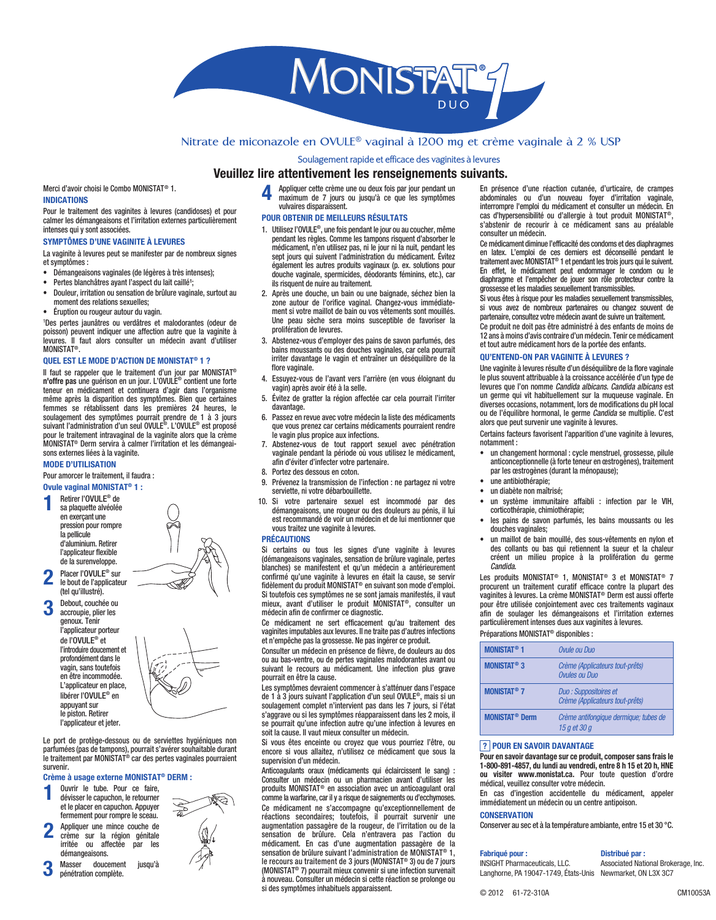# MONISTAT® 1 DUO

Nitrate de miconazole en OVULE® vaginal à 1200 mg et crème vaginale à 2 % USP

Soulagement rapide et efficace des vaginites à levures

## Veuillez lire attentivement les renseignements suivants.

Merci d'avoir choisi le Combo MONISTAT® 1.

### INDICATIONS

Pour le traitement des vaginites à levures (candidoses) et pour calmer les démangeaisons et l'irritation externes particulièrement intenses qui y sont associées.

### SYMPTÔMES D'UNE VAGINITE À LEVURES

La vaginite à levures peut se manifester par de nombreux signes et symptômes :

- Démangeaisons vaginales (de légères à très intenses);
- Pertes blanchâtres ayant l'aspect du lait caillé[1];
- Douleur, irritation ou sensation de brûlure vaginale, surtout au moment des relations sexuelles;
- Éruption ou rougeur autour du vagin.

[1]Des pertes jaunâtres ou verdâtres et malodorantes (odeur de poisson) peuvent indiquer une affection autre que la vaginite à levures. Il faut alors consulter un médecin avant d'utiliser MONISTAT®.

### QUEL EST LE MODE D'ACTION DE MONISTAT® 1 ?

Il faut se rappeler que le traitement d'un jour par MONISTAT® **n'offre pas** une guérison en un jour. L'OVULE® contient une forte teneur en médicament et continuera d'agir dans l'organisme même après la disparition des symptômes. Bien que certaines femmes se rétablissent dans les premières 24 heures, le soulagement des symptômes pourrait prendre de 1 à 3 jours suivant l'administration d'un seul OVULE®. L'OVULE® est proposé pour le traitement intravaginal de la vaginite alors que la crème MONISTAT® Derm servira à calmer l'irritation et les démangeaisons externes liées à la vaginite.

### MODE D'UTILISATION

Pour amorcer le traitement, il faudra :

#### Ovule vaginal MONISTAT® 1 :

1. Retirer l'OVULE® de sa plaquette alvéolée en exerçant une pression pour rompre la pellicule d'aluminium. Retirer l'applicateur flexible de la surenveloppe.
2. Placer l'OVULE® sur le bout de l'applicateur (tel qu'illustré).
3. Debout, couchée ou accroupie, plier les genoux. Tenir l'applicateur porteur de l'OVULE® et l'introduire doucement et profondément dans le vagin, sans toutefois en être incommodée. L'applicateur en place, libérer l'OVULE® en appuyant sur le piston. Retirer l'applicateur et jeter.

Le port de protège-dessous ou de serviettes hygiéniques non parfumées (pas de tampons), pourrait s'avérer souhaitable durant le traitement par MONISTAT® car des pertes vaginales pourraient survenir.

#### Crème à usage externe MONISTAT® DERM :

1. Ouvrir le tube. Pour ce faire, dévisser le capuchon, le retourner et le placer en capuchon. Appuyer fermement pour rompre le sceau.
2. Appliquer une mince couche de crème sur la région génitale irritée ou affectée par les démangeaisons.
3. Masser doucement jusqu'à pénétration complète.
4. Appliquer cette crème une ou deux fois par jour pendant un maximum de 7 jours ou jusqu'à ce que les symptômes vulvaires disparaissent.

### POUR OBTENIR DE MEILLEURS RÉSULTATS

1. Utilisez l'OVULE®, une fois pendant le jour ou au coucher, même pendant les règles. Comme les tampons risquent d'absorber le médicament, n'en utilisez pas, ni le jour ni la nuit, pendant les sept jours qui suivent l'administration du médicament. Évitez également les autres produits vaginaux (p. ex. solutions pour douche vaginale, spermicides, déodorants féminins, etc.), car ils risquent de nuire au traitement.
2. Après une douche, un bain ou une baignade, séchez bien la zone autour de l'orifice vaginal. Changez-vous immédiatement si votre maillot de bain ou vos vêtements sont mouillés. Une peau sèche sera moins susceptible de favoriser la prolifération de levures.
3. Abstenez-vous d'employer des pains de savon parfumés, des bains moussants ou des douches vaginales, car cela pourrait irriter davantage le vagin et entraîner un déséquilibre de la flore vaginale.
4. Essuyez-vous de l'avant vers l'arrière (en vous éloignant du vagin) après avoir été à la selle.
5. Évitez de gratter la région affectée car cela pourrait l'irriter davantage.
6. Passez en revue avec votre médecin la liste des médicaments que vous prenez car certains médicaments pourraient rendre le vagin plus propice aux infections.
7. Abstenez-vous de tout rapport sexuel avec pénétration vaginale pendant la période où vous utilisez le médicament, afin d'éviter d'infecter votre partenaire.
8. Portez des dessous en coton.
9. Prévenez la transmission de l'infection : ne partagez ni votre serviette, ni votre débarbouillette.
10. Si votre partenaire sexuel est incommodé par des démangeaisons, une rougeur ou des douleurs au pénis, il lui est recommandé de voir un médecin et de lui mentionner que vous traitez une vaginite à levures.

### PRÉCAUTIONS

Si certains ou tous les signes d'une vaginite à levures (démangeaisons vaginales, sensation de brûlure vaginale, pertes blanches) se manifestent et qu'un médecin a antérieurement confirmé qu'une vaginite à levures en était la cause, se servir fidèlement du produit MONISTAT® en suivant son mode d'emploi. Si toutefois ces symptômes ne se sont jamais manifestés, il vaut mieux, avant d'utiliser le produit MONISTAT®, consulter un médecin afin de confirmer ce diagnostic.

Ce médicament ne sert efficacement qu'au traitement des vaginites imputables aux levures. Il ne traite pas d'autres infections et n'empêche pas la grossesse. Ne pas ingérer ce produit.

Consulter un médecin en présence de fièvre, de douleurs au dos ou au bas-ventre, ou de pertes vaginales malodorantes avant ou suivant le recours au médicament. Une infection plus grave pourrait en être la cause.

Les symptômes devraient commencer à s'atténuer dans l'espace de 1 à 3 jours suivant l'application d'un seul OVULE®, mais si un soulagement complet n'intervient pas dans les 7 jours, si l'état s'aggrave ou si les symptômes réapparaissent dans les 2 mois, il se pourrait qu'une infection autre qu'une infection à levures en soit la cause. Il vaut mieux consulter un médecin.

Si vous êtes enceinte ou croyez que vous pourriez l'être, ou encore si vous allaitez, n'utilisez ce médicament que sous la supervision d'un médecin.

Anticoagulants oraux (médicaments qui éclaircissent le sang) : Consulter un médecin ou un pharmacien avant d'utiliser les produits MONISTAT® en association avec un anticoagulant oral comme la warfarine, car il y a risque de saignements ou d'ecchymoses.

Ce médicament ne s'accompagne qu'exceptionnellement de réactions secondaires; toutefois, il pourrait survenir une augmentation passagère de la rougeur, de l'irritation ou de la sensation de brûlure. Cela n'entravera pas l'action du médicament. En cas d'une augmentation passagère de la sensation de brûlure suivant l'administration de MONISTAT® 1, le recours au traitement de 3 jours (MONISTAT® 3) ou de 7 jours (MONISTAT® 7) pourrait mieux convenir si une infection survenait à nouveau. Consulter un médecin si cette réaction se prolonge ou si des symptômes inhabituels apparaissent.

En présence d'une réaction cutanée, d'urticaire, de crampes abdominales ou d'un nouveau foyer d'irritation vaginale, interrompre l'emploi du médicament et consulter un médecin. En cas d'hypersensibilité ou d'allergie à tout produit MONISTAT®, s'abstenir de recourir à ce médicament sans au préalable consulter un médecin.

Ce médicament diminue l'efficacité des condoms et des diaphragmes en latex. L'emploi de ces derniers est déconseillé pendant le traitement avec MONISTAT® 1 et pendant les trois jours qui le suivent. En effet, le médicament peut endommager le condom ou le diaphragme et l'empêcher de jouer son rôle protecteur contre la grossesse et les maladies sexuellement transmissibles.

Si vous êtes à risque pour les maladies sexuellement transmissibles, si vous avez de nombreux partenaires ou changez souvent de partenaire, consultez votre médecin avant de suivre un traitement.

Ce produit ne doit pas être administré à des enfants de moins de 12 ans à moins d'avis contraire d'un médecin. Tenir ce médicament et tout autre médicament hors de la portée des enfants.

### QU'ENTEND-ON PAR VAGINITE À LEVURES ?

Une vaginite à levures résulte d'un déséquilibre de la flore vaginale le plus souvent attribuable à la croissance accélérée d'un type de levures que l'on nomme *Candida albicans*. *Candida albicans* est un germe qui vit habituellement sur la muqueuse vaginale. En diverses occasions, notamment, lors de modifications du pH local ou de l'équilibre hormonal, le germe *Candida* se multiplie. C'est alors que peut survenir une vaginite à levures.

Certains facteurs favorisent l'apparition d'une vaginite à levures, notamment :

- un changement hormonal : cycle menstruel, grossesse, pilule anticonceptionnelle (à forte teneur en œstrogènes), traitement par les œstrogènes (durant la ménopause);
- une antibiothérapie;
- un diabète non maîtrisé;
- un système immunitaire affaibli : infection par le VIH, corticothérapie, chimiothérapie;
- les pains de savon parfumés, les bains moussants ou les douches vaginales;
- un maillot de bain mouillé, des sous-vêtements en nylon et des collants ou bas qui retiennent la sueur et la chaleur créant un milieu propice à la prolifération du germe *Candida*.

Les produits MONISTAT® 1, MONISTAT® 3 et MONISTAT® 7 procurent un traitement curatif efficace contre la plupart des vaginites à levures. La crème MONISTAT® Derm est aussi offerte pour être utilisée conjointement avec ces traitements vaginaux afin de soulager les démangeaisons et l'irritation externes particulièrement intenses dues aux vaginites à levures.

Préparations MONISTAT® disponibles :

| | |
|---|---|
| **MONISTAT® 1** | *Ovule ou Duo* |
| **MONISTAT® 3** | *Crème (Applicateurs tout-prêts) Ovules ou Duo* |
| **MONISTAT® 7** | *Duo : Suppositoires et Crème (Applicateurs tout-prêts)* |
| **MONISTAT® Derm** | *Crème antifongique dermique; tubes de 15 g et 30 g* |

### POUR EN SAVOIR DAVANTAGE

**Pour en savoir davantage sur ce produit, composer sans frais le 1-800-891-4857, du lundi au vendredi, entre 8 h 15 et 20 h, HNE ou visiter www.monistat.ca.** Pour toute question d'ordre médical, veuillez consulter votre médecin.

En cas d'ingestion accidentelle du médicament, appeler immédiatement un médecin ou un centre antipoison.

### CONSERVATION

Conserver au sec et à la température ambiante, entre 15 et 30 °C.

**Fabriqué pour :**
INSIGHT Pharmaceuticals, LLC.
Langhorne, PA 19047-1749, États-Unis

**Distribué par :**
Associated National Brokerage, Inc.
Newmarket, ON L3X 3C7

© 2012 61-72-310A CM10053A